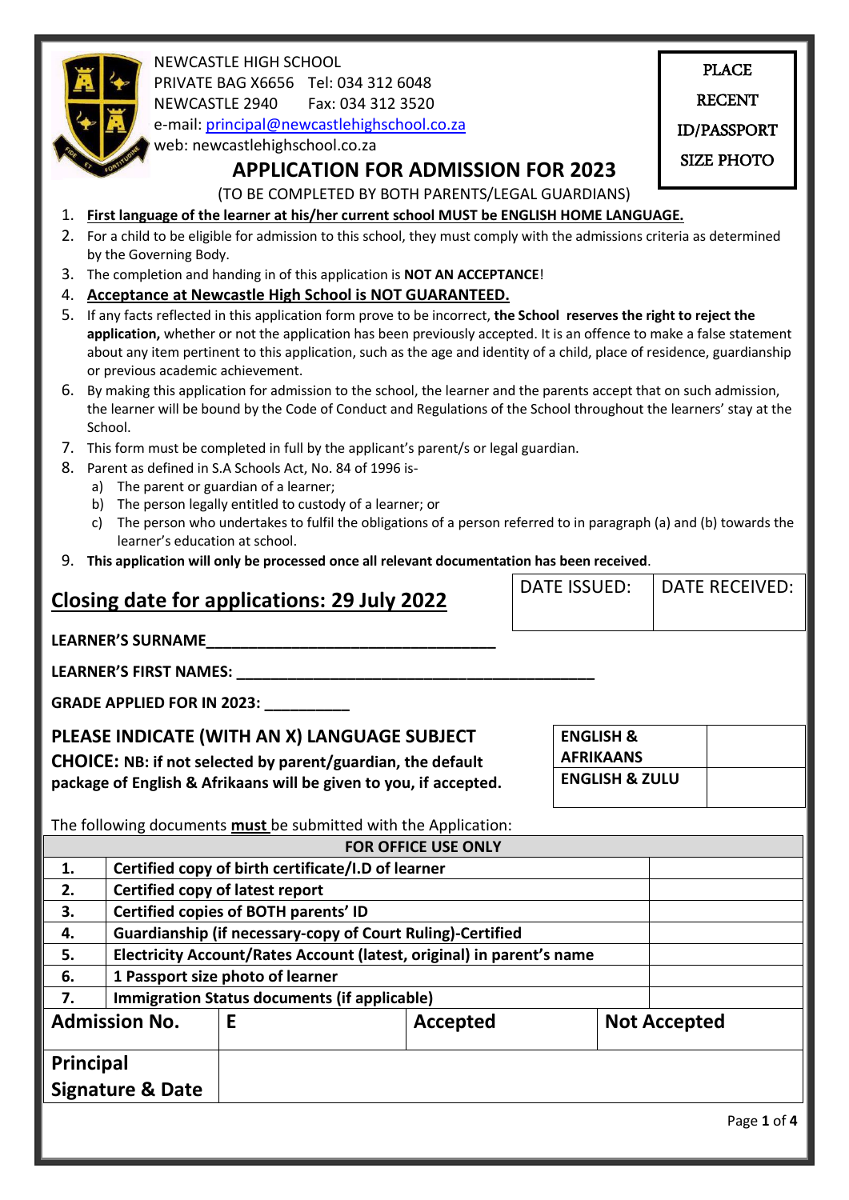NEWCASTLE HIGH SCHOOL
PRIVATE BAG X6656 Tel: 034 312 6048
NEWCASTLE 2940 Fax: 034 312 3520
e-mail: principal@newcastlehighschool.co.za
web: newcastlehighschool.co.za

PLACE RECENT ID/PASSPORT SIZE PHOTO

# APPLICATION FOR ADMISSION FOR 2023

(TO BE COMPLETED BY BOTH PARENTS/LEGAL GUARDIANS)

1. **First language of the learner at his/her current school MUST be ENGLISH HOME LANGUAGE.**
2. For a child to be eligible for admission to this school, they must comply with the admissions criteria as determined by the Governing Body.
3. The completion and handing in of this application is **NOT AN ACCEPTANCE**!
4. **Acceptance at Newcastle High School is NOT GUARANTEED.**
5. If any facts reflected in this application form prove to be incorrect, **the School reserves the right to reject the application,** whether or not the application has been previously accepted. It is an offence to make a false statement about any item pertinent to this application, such as the age and identity of a child, place of residence, guardianship or previous academic achievement.
6. By making this application for admission to the school, the learner and the parents accept that on such admission, the learner will be bound by the Code of Conduct and Regulations of the School throughout the learners' stay at the School.
7. This form must be completed in full by the applicant's parent/s or legal guardian.
8. Parent as defined in S.A Schools Act, No. 84 of 1996 is-
   a) The parent or guardian of a learner;
   b) The person legally entitled to custody of a learner; or
   c) The person who undertakes to fulfil the obligations of a person referred to in paragraph (a) and (b) towards the learner's education at school.
9. **This application will only be processed once all relevant documentation has been received**.

## Closing date for applications: 29 July 2022

| DATE ISSUED: | DATE RECEIVED: |
|---|---|
| | |

**LEARNER'S SURNAME**___________________________________

**LEARNER'S FIRST NAMES:** ___________________________________________

**GRADE APPLIED FOR IN 2023:** __________

**PLEASE INDICATE (WITH AN X) LANGUAGE SUBJECT CHOICE: NB: if not selected by parent/guardian, the default package of English & Afrikaans will be given to you, if accepted.**

| | |
|---|---|
| **ENGLISH & AFRIKAANS** | |
| **ENGLISH & ZULU** | |

The following documents **must** be submitted with the Application:

| | **FOR OFFICE USE ONLY** | |
|---|---|---|
| **1.** | **Certified copy of birth certificate/I.D of learner** | |
| **2.** | **Certified copy of latest report** | |
| **3.** | **Certified copies of BOTH parents' ID** | |
| **4.** | **Guardianship (if necessary-copy of Court Ruling)-Certified** | |
| **5.** | **Electricity Account/Rates Account (latest, original) in parent's name** | |
| **6.** | **1 Passport size photo of learner** | |
| **7.** | **Immigration Status documents (if applicable)** | |

| **Admission No.** | **E** | **Accepted** | **Not Accepted** |
|---|---|---|---|
| **Principal Signature & Date** | | | |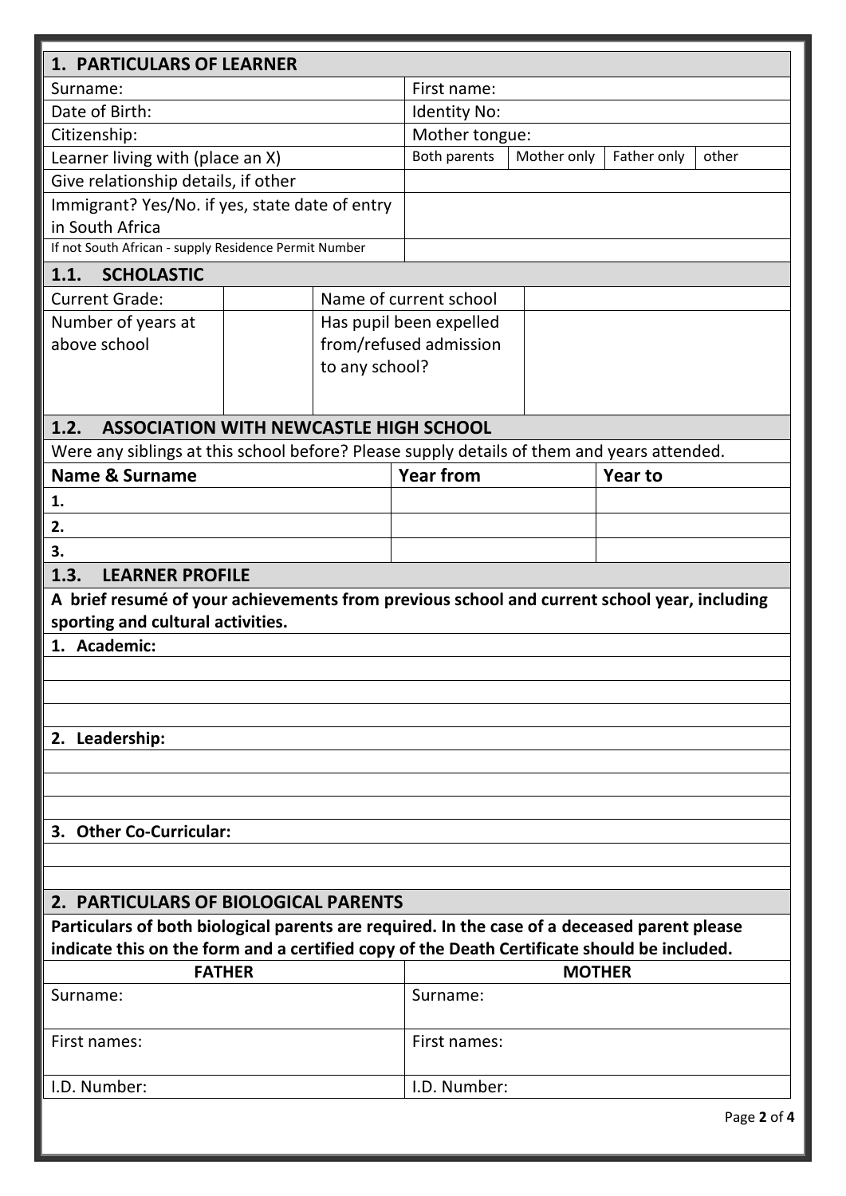## 1. PARTICULARS OF LEARNER

| | | | | | |
|---|---|---|---|---|---|
| Surname: | | First name: | | | |
| Date of Birth: | | Identity No: | | | |
| Citizenship: | | Mother tongue: | | | |
| Learner living with (place an X) | | Both parents | Mother only | Father only | other |
| Give relationship details, if other | | | | | |
| Immigrant? Yes/No. if yes, state date of entry in South Africa | | | | | |
| If not South African - supply Residence Permit Number | | | | | |

### 1.1. SCHOLASTIC

| | | | |
|---|---|---|---|
| Current Grade: | | Name of current school | |
| Number of years at above school | | Has pupil been expelled from/refused admission to any school? | |

### 1.2. ASSOCIATION WITH NEWCASTLE HIGH SCHOOL

Were any siblings at this school before? Please supply details of them and years attended.

| Name & Surname | Year from | Year to |
|---|---|---|
| 1. | | |
| 2. | | |
| 3. | | |

### 1.3. LEARNER PROFILE

**A brief resumé of your achievements from previous school and current school year, including sporting and cultural activities.**

**1. Academic:**

**2. Leadership:**

**3. Other Co-Curricular:**

## 2. PARTICULARS OF BIOLOGICAL PARENTS

**Particulars of both biological parents are required. In the case of a deceased parent please indicate this on the form and a certified copy of the Death Certificate should be included.**

| FATHER | MOTHER |
|---|---|
| Surname: | Surname: |
| First names: | First names: |
| I.D. Number: | I.D. Number: |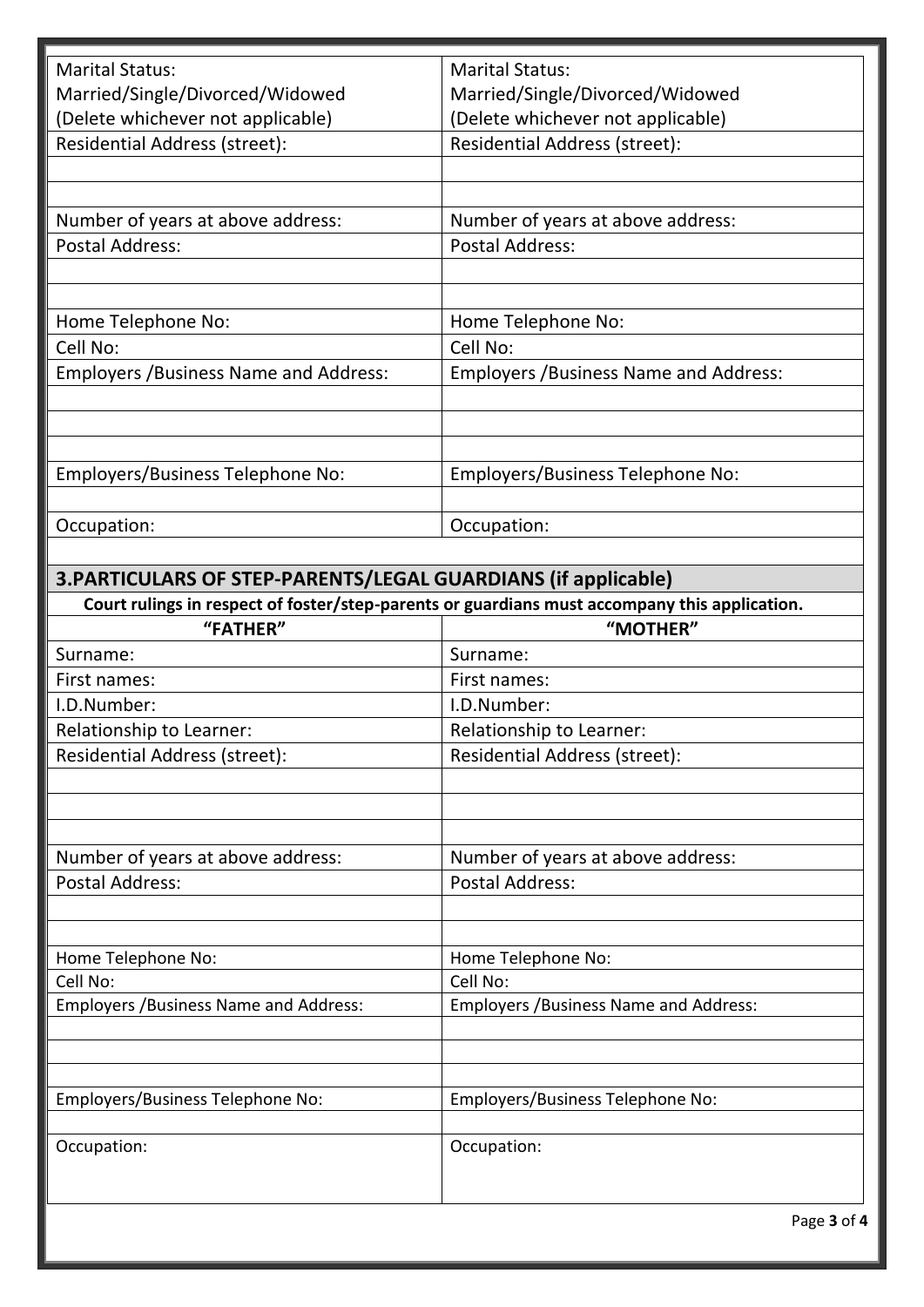| Marital Status: Married/Single/Divorced/Widowed (Delete whichever not applicable) | Marital Status: Married/Single/Divorced/Widowed (Delete whichever not applicable) |
|---|---|
| Residential Address (street): | Residential Address (street): |
| | |
| | |
| Number of years at above address: | Number of years at above address: |
| Postal Address: | Postal Address: |
| | |
| | |
| Home Telephone No: | Home Telephone No: |
| Cell No: | Cell No: |
| Employers /Business Name and Address: | Employers /Business Name and Address: |
| | |
| | |
| | |
| Employers/Business Telephone No: | Employers/Business Telephone No: |
| | |
| Occupation: | Occupation: |

## 3.PARTICULARS OF STEP-PARENTS/LEGAL GUARDIANS (if applicable)

**Court rulings in respect of foster/step-parents or guardians must accompany this application.**

| "FATHER" | "MOTHER" |
|---|---|
| Surname: | Surname: |
| First names: | First names: |
| I.D.Number: | I.D.Number: |
| Relationship to Learner: | Relationship to Learner: |
| Residential Address (street): | Residential Address (street): |
| | |
| | |
| | |
| Number of years at above address: | Number of years at above address: |
| Postal Address: | Postal Address: |
| | |
| | |
| Home Telephone No: | Home Telephone No: |
| Cell No: | Cell No: |
| Employers /Business Name and Address: | Employers /Business Name and Address: |
| | |
| | |
| | |
| Employers/Business Telephone No: | Employers/Business Telephone No: |
| | |
| Occupation: | Occupation: |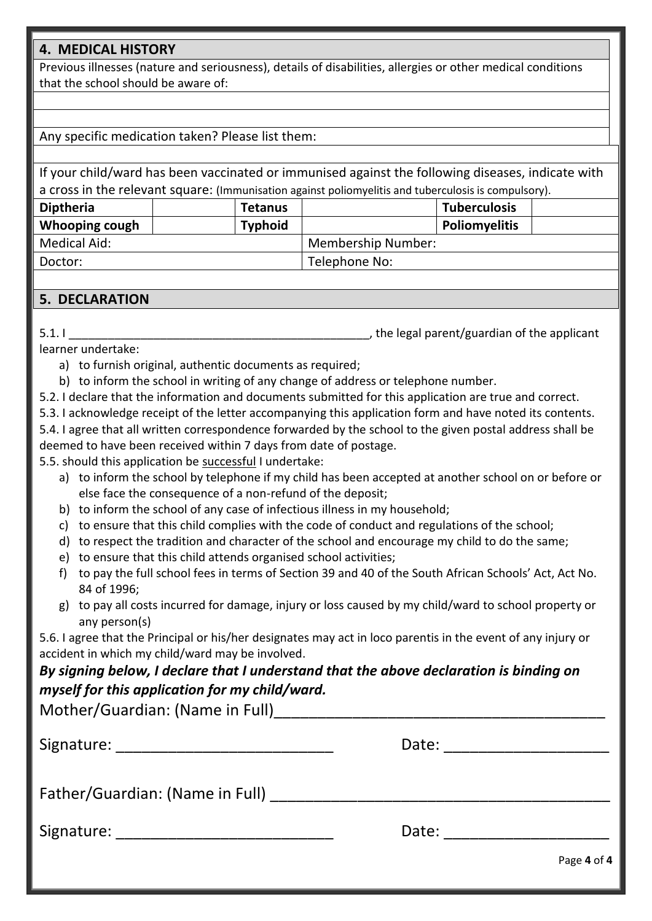## 4. MEDICAL HISTORY

Previous illnesses (nature and seriousness), details of disabilities, allergies or other medical conditions that the school should be aware of:

Any specific medication taken? Please list them:

If your child/ward has been vaccinated or immunised against the following diseases, indicate with a cross in the relevant square: (Immunisation against poliomyelitis and tuberculosis is compulsory).

| | | | | | |
|---|---|---|---|---|---|
| **Diptheria** | | **Tetanus** | | **Tuberculosis** | |
| **Whooping cough** | | **Typhoid** | | **Poliomyelitis** | |

| | |
|---|---|
| Medical Aid: | Membership Number: |
| Doctor: | Telephone No: |

## 5. DECLARATION

5.1. I _______________________________________________, the legal parent/guardian of the applicant learner undertake:

a) to furnish original, authentic documents as required;
b) to inform the school in writing of any change of address or telephone number.

5.2. I declare that the information and documents submitted for this application are true and correct.

5.3. I acknowledge receipt of the letter accompanying this application form and have noted its contents.

5.4. I agree that all written correspondence forwarded by the school to the given postal address shall be deemed to have been received within 7 days from date of postage.

5.5. should this application be <u>successful</u> I undertake:

a) to inform the school by telephone if my child has been accepted at another school on or before or else face the consequence of a non-refund of the deposit;
b) to inform the school of any case of infectious illness in my household;
c) to ensure that this child complies with the code of conduct and regulations of the school;
d) to respect the tradition and character of the school and encourage my child to do the same;
e) to ensure that this child attends organised school activities;
f) to pay the full school fees in terms of Section 39 and 40 of the South African Schools' Act, Act No. 84 of 1996;
g) to pay all costs incurred for damage, injury or loss caused by my child/ward to school property or any person(s)

5.6. I agree that the Principal or his/her designates may act in loco parentis in the event of any injury or accident in which my child/ward may be involved.

***By signing below, I declare that I understand that the above declaration is binding on myself for this application for my child/ward.***

Mother/Guardian: (Name in Full)_______________________________________

Signature: _________________________ Date: ___________________

Father/Guardian: (Name in Full) _______________________________________

Signature: _________________________ Date: ___________________